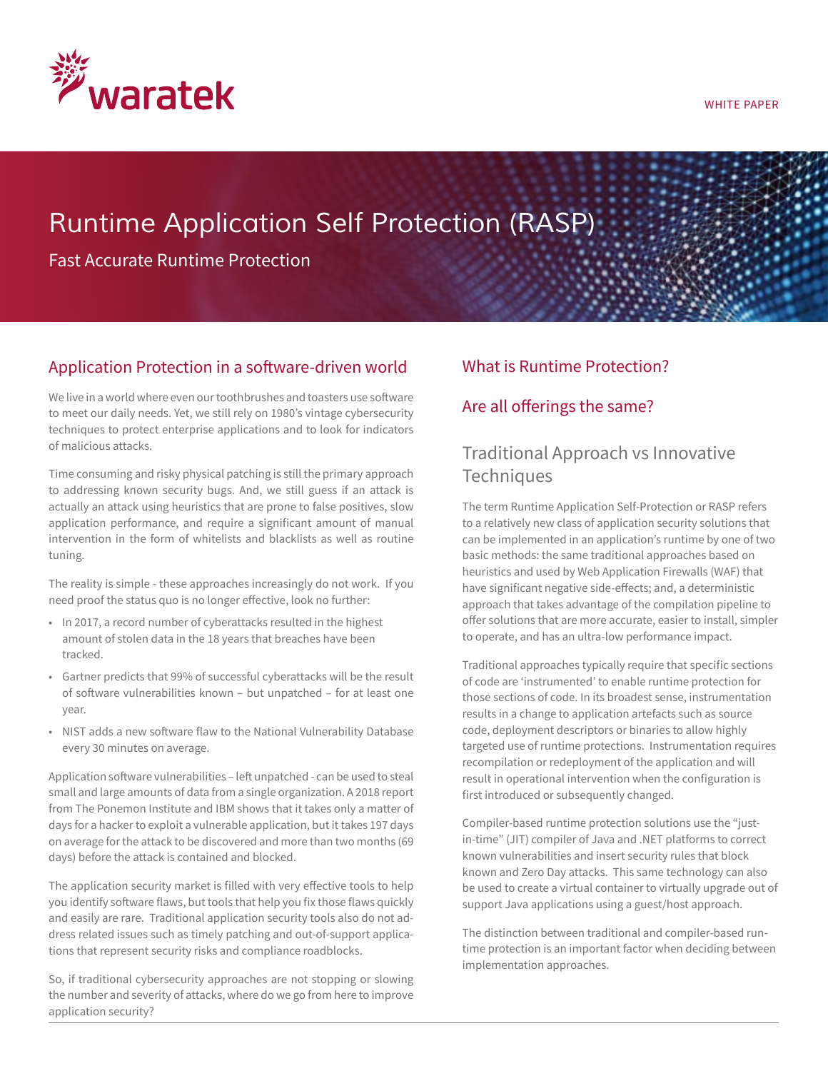waratek

WHITE PAPER

# Runtime Application Self Protection (RASP)

Fast Accurate Runtime Protection

## Application Protection in a software-driven world

We live in a world where even our toothbrushes and toasters use software to meet our daily needs. Yet, we still rely on 1980's vintage cybersecurity techniques to protect enterprise applications and to look for indicators of malicious attacks.

Time consuming and risky physical patching is still the primary approach to addressing known security bugs. And, we still guess if an attack is actually an attack using heuristics that are prone to false positives, slow application performance, and require a significant amount of manual intervention in the form of whitelists and blacklists as well as routine tuning.

The reality is simple - these approaches increasingly do not work. If you need proof the status quo is no longer effective, look no further:

- In 2017, a record number of cyberattacks resulted in the highest amount of stolen data in the 18 years that breaches have been tracked.
- Gartner predicts that 99% of successful cyberattacks will be the result of software vulnerabilities known – but unpatched – for at least one year.
- NIST adds a new software flaw to the National Vulnerability Database every 30 minutes on average.

Application software vulnerabilities – left unpatched - can be used to steal small and large amounts of data from a single organization. A 2018 report from The Ponemon Institute and IBM shows that it takes only a matter of days for a hacker to exploit a vulnerable application, but it takes 197 days on average for the attack to be discovered and more than two months (69 days) before the attack is contained and blocked.

The application security market is filled with very effective tools to help you identify software flaws, but tools that help you fix those flaws quickly and easily are rare. Traditional application security tools also do not address related issues such as timely patching and out-of-support applications that represent security risks and compliance roadblocks.

So, if traditional cybersecurity approaches are not stopping or slowing the number and severity of attacks, where do we go from here to improve application security?

## What is Runtime Protection?

## Are all offerings the same?

## Traditional Approach vs Innovative Techniques

The term Runtime Application Self-Protection or RASP refers to a relatively new class of application security solutions that can be implemented in an application's runtime by one of two basic methods: the same traditional approaches based on heuristics and used by Web Application Firewalls (WAF) that have significant negative side-effects; and, a deterministic approach that takes advantage of the compilation pipeline to offer solutions that are more accurate, easier to install, simpler to operate, and has an ultra-low performance impact.

Traditional approaches typically require that specific sections of code are 'instrumented' to enable runtime protection for those sections of code. In its broadest sense, instrumentation results in a change to application artefacts such as source code, deployment descriptors or binaries to allow highly targeted use of runtime protections. Instrumentation requires recompilation or redeployment of the application and will result in operational intervention when the configuration is first introduced or subsequently changed.

Compiler-based runtime protection solutions use the "just-in-time" (JIT) compiler of Java and .NET platforms to correct known vulnerabilities and insert security rules that block known and Zero Day attacks. This same technology can also be used to create a virtual container to virtually upgrade out of support Java applications using a guest/host approach.

The distinction between traditional and compiler-based runtime protection is an important factor when deciding between implementation approaches.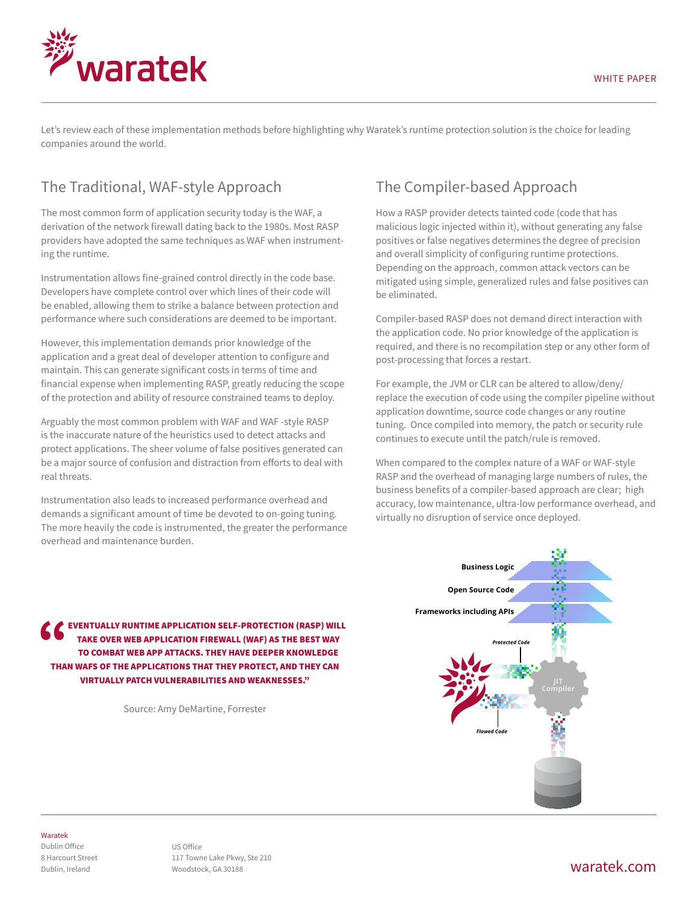Let's review each of these implementation methods before highlighting why Waratek's runtime protection solution is the choice for leading companies around the world.

## The Traditional, WAF-style Approach

The most common form of application security today is the WAF, a derivation of the network firewall dating back to the 1980s. Most RASP providers have adopted the same techniques as WAF when instrumenting the runtime.

Instrumentation allows fine-grained control directly in the code base. Developers have complete control over which lines of their code will be enabled, allowing them to strike a balance between protection and performance where such considerations are deemed to be important.

However, this implementation demands prior knowledge of the application and a great deal of developer attention to configure and maintain. This can generate significant costs in terms of time and financial expense when implementing RASP, greatly reducing the scope of the protection and ability of resource constrained teams to deploy.

Arguably the most common problem with WAF and WAF -style RASP is the inaccurate nature of the heuristics used to detect attacks and protect applications. The sheer volume of false positives generated can be a major source of confusion and distraction from efforts to deal with real threats.

Instrumentation also leads to increased performance overhead and demands a significant amount of time be devoted to on-going tuning. The more heavily the code is instrumented, the greater the performance overhead and maintenance burden.

> **"EVENTUALLY RUNTIME APPLICATION SELF-PROTECTION (RASP) WILL TAKE OVER WEB APPLICATION FIREWALL (WAF) AS THE BEST WAY TO COMBAT WEB APP ATTACKS. THEY HAVE DEEPER KNOWLEDGE THAN WAFS OF THE APPLICATIONS THAT THEY PROTECT, AND THEY CAN VIRTUALLY PATCH VULNERABILITIES AND WEAKNESSES."**
>
> Source: Amy DeMartine, Forrester

## The Compiler-based Approach

How a RASP provider detects tainted code (code that has malicious logic injected within it), without generating any false positives or false negatives determines the degree of precision and overall simplicity of configuring runtime protections. Depending on the approach, common attack vectors can be mitigated using simple, generalized rules and false positives can be eliminated.

Compiler-based RASP does not demand direct interaction with the application code. No prior knowledge of the application is required, and there is no recompilation step or any other form of post-processing that forces a restart.

For example, the JVM or CLR can be altered to allow/deny/replace the execution of code using the compiler pipeline without application downtime, source code changes or any routine tuning. Once compiled into memory, the patch or security rule continues to execute until the patch/rule is removed.

When compared to the complex nature of a WAF or WAF-style RASP and the overhead of managing large numbers of rules, the business benefits of a compiler-based approach are clear; high accuracy, low maintenance, ultra-low performance overhead, and virtually no disruption of service once deployed.

Business Logic
Open Source Code
Frameworks including APIs
*Protected Code*
JIT Compiler
*Flawed Code*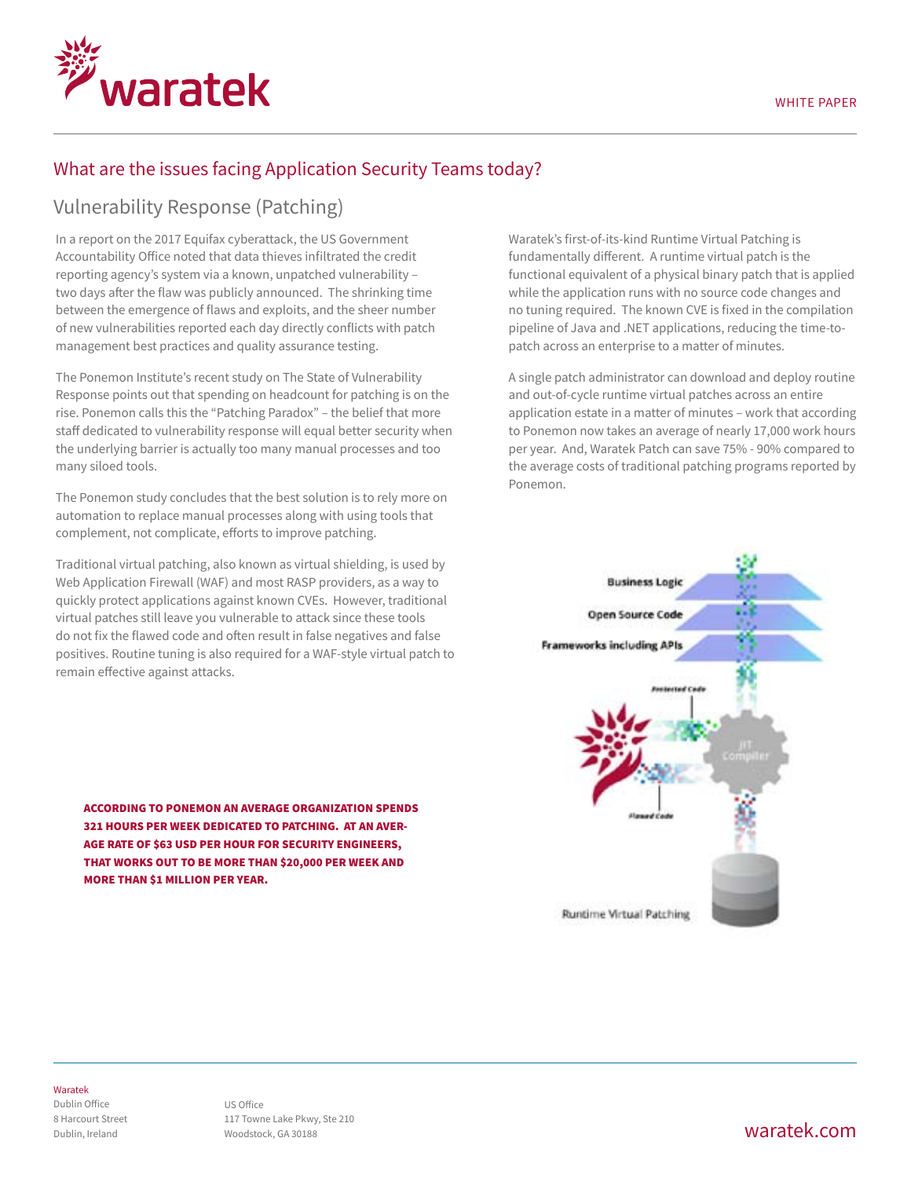## What are the issues facing Application Security Teams today?

### Vulnerability Response (Patching)

In a report on the 2017 Equifax cyberattack, the US Government Accountability Office noted that data thieves infiltrated the credit reporting agency's system via a known, unpatched vulnerability – two days after the flaw was publicly announced. The shrinking time between the emergence of flaws and exploits, and the sheer number of new vulnerabilities reported each day directly conflicts with patch management best practices and quality assurance testing.

The Ponemon Institute's recent study on The State of Vulnerability Response points out that spending on headcount for patching is on the rise. Ponemon calls this the "Patching Paradox" – the belief that more staff dedicated to vulnerability response will equal better security when the underlying barrier is actually too many manual processes and too many siloed tools.

The Ponemon study concludes that the best solution is to rely more on automation to replace manual processes along with using tools that complement, not complicate, efforts to improve patching.

Traditional virtual patching, also known as virtual shielding, is used by Web Application Firewall (WAF) and most RASP providers, as a way to quickly protect applications against known CVEs. However, traditional virtual patches still leave you vulnerable to attack since these tools do not fix the flawed code and often result in false negatives and false positives. Routine tuning is also required for a WAF-style virtual patch to remain effective against attacks.

**ACCORDING TO PONEMON AN AVERAGE ORGANIZATION SPENDS 321 HOURS PER WEEK DEDICATED TO PATCHING. AT AN AVERAGE RATE OF $63 USD PER HOUR FOR SECURITY ENGINEERS, THAT WORKS OUT TO BE MORE THAN $20,000 PER WEEK AND MORE THAN $1 MILLION PER YEAR.**

Waratek's first-of-its-kind Runtime Virtual Patching is fundamentally different. A runtime virtual patch is the functional equivalent of a physical binary patch that is applied while the application runs with no source code changes and no tuning required. The known CVE is fixed in the compilation pipeline of Java and .NET applications, reducing the time-to-patch across an enterprise to a matter of minutes.

A single patch administrator can download and deploy routine and out-of-cycle runtime virtual patches across an entire application estate in a matter of minutes – work that according to Ponemon now takes an average of nearly 17,000 work hours per year. And, Waratek Patch can save 75% - 90% compared to the average costs of traditional patching programs reported by Ponemon.

Business Logic
Open Source Code
Frameworks including APIs
Protected Code
JIT Compiler
Flawed Code
Runtime Virtual Patching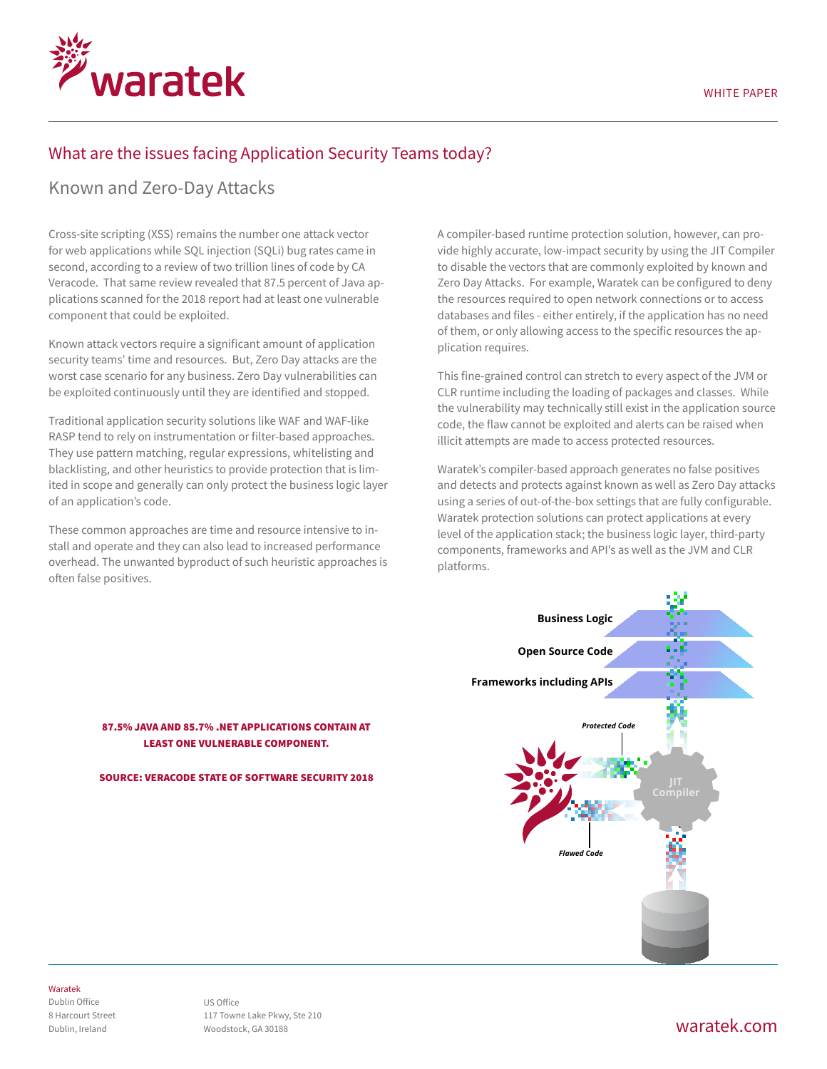## What are the issues facing Application Security Teams today?

### Known and Zero-Day Attacks

Cross-site scripting (XSS) remains the number one attack vector for web applications while SQL injection (SQLi) bug rates came in second, according to a review of two trillion lines of code by CA Veracode. That same review revealed that 87.5 percent of Java applications scanned for the 2018 report had at least one vulnerable component that could be exploited.

Known attack vectors require a significant amount of application security teams' time and resources. But, Zero Day attacks are the worst case scenario for any business. Zero Day vulnerabilities can be exploited continuously until they are identified and stopped.

Traditional application security solutions like WAF and WAF-like RASP tend to rely on instrumentation or filter-based approaches. They use pattern matching, regular expressions, whitelisting and blacklisting, and other heuristics to provide protection that is limited in scope and generally can only protect the business logic layer of an application's code.

These common approaches are time and resource intensive to install and operate and they can also lead to increased performance overhead. The unwanted byproduct of such heuristic approaches is often false positives.

A compiler-based runtime protection solution, however, can provide highly accurate, low-impact security by using the JIT Compiler to disable the vectors that are commonly exploited by known and Zero Day Attacks. For example, Waratek can be configured to deny the resources required to open network connections or to access databases and files - either entirely, if the application has no need of them, or only allowing access to the specific resources the application requires.

This fine-grained control can stretch to every aspect of the JVM or CLR runtime including the loading of packages and classes. While the vulnerability may technically still exist in the application source code, the flaw cannot be exploited and alerts can be raised when illicit attempts are made to access protected resources.

Waratek's compiler-based approach generates no false positives and detects and protects against known as well as Zero Day attacks using a series of out-of-the-box settings that are fully configurable. Waratek protection solutions can protect applications at every level of the application stack; the business logic layer, third-party components, frameworks and API's as well as the JVM and CLR platforms.

**87.5% JAVA AND 85.7% .NET APPLICATIONS CONTAIN AT LEAST ONE VULNERABLE COMPONENT.**

**SOURCE: VERACODE STATE OF SOFTWARE SECURITY 2018**

**Business Logic**

**Open Source Code**

**Frameworks including APIs**

***Protected Code***

JIT Compiler

***Flawed Code***

Waratek
Dublin Office
8 Harcourt Street
Dublin, Ireland

US Office
117 Towne Lake Pkwy, Ste 210
Woodstock, GA 30188

waratek.com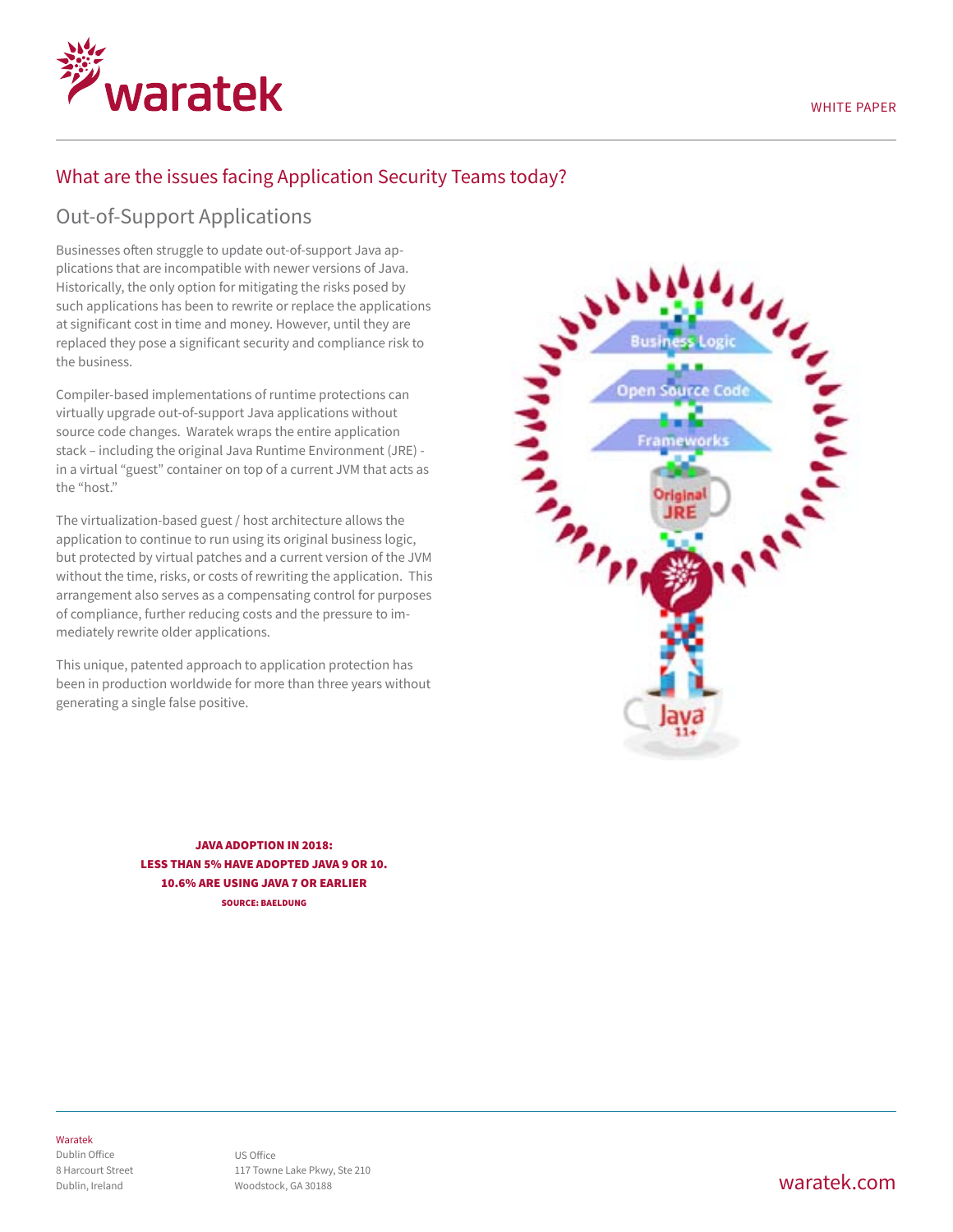## What are the issues facing Application Security Teams today?

### Out-of-Support Applications

Businesses often struggle to update out-of-support Java applications that are incompatible with newer versions of Java. Historically, the only option for mitigating the risks posed by such applications has been to rewrite or replace the applications at significant cost in time and money. However, until they are replaced they pose a significant security and compliance risk to the business.

Compiler-based implementations of runtime protections can virtually upgrade out-of-support Java applications without source code changes. Waratek wraps the entire application stack – including the original Java Runtime Environment (JRE) - in a virtual "guest" container on top of a current JVM that acts as the "host."

The virtualization-based guest / host architecture allows the application to continue to run using its original business logic, but protected by virtual patches and a current version of the JVM without the time, risks, or costs of rewriting the application. This arrangement also serves as a compensating control for purposes of compliance, further reducing costs and the pressure to immediately rewrite older applications.

This unique, patented approach to application protection has been in production worldwide for more than three years without generating a single false positive.

**JAVA ADOPTION IN 2018:**
**LESS THAN 5% HAVE ADOPTED JAVA 9 OR 10.**
**10.6% ARE USING JAVA 7 OR EARLIER**
**SOURCE: BAELDUNG**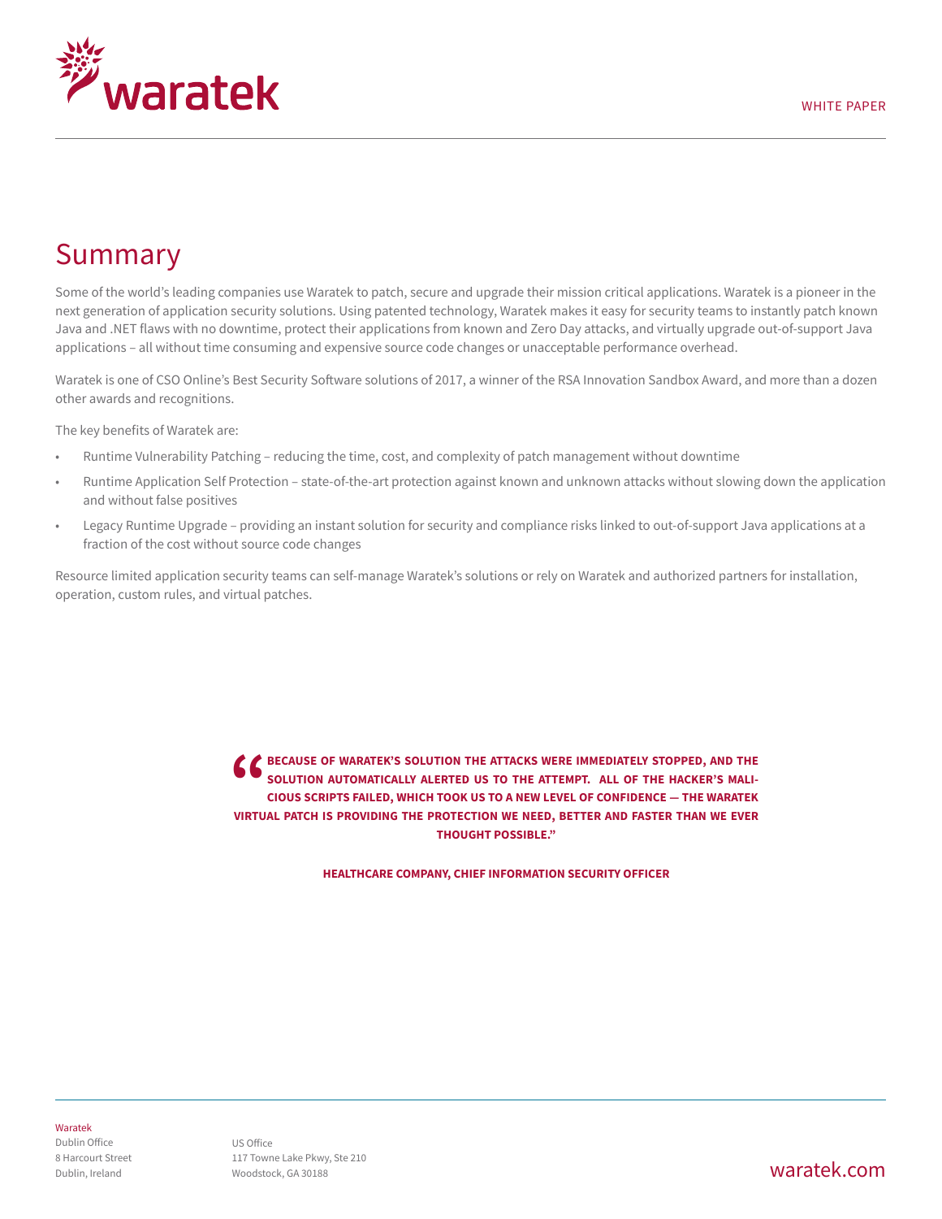# Summary

Some of the world's leading companies use Waratek to patch, secure and upgrade their mission critical applications. Waratek is a pioneer in the next generation of application security solutions. Using patented technology, Waratek makes it easy for security teams to instantly patch known Java and .NET flaws with no downtime, protect their applications from known and Zero Day attacks, and virtually upgrade out-of-support Java applications – all without time consuming and expensive source code changes or unacceptable performance overhead.

Waratek is one of CSO Online's Best Security Software solutions of 2017, a winner of the RSA Innovation Sandbox Award, and more than a dozen other awards and recognitions.

The key benefits of Waratek are:

- Runtime Vulnerability Patching – reducing the time, cost, and complexity of patch management without downtime
- Runtime Application Self Protection – state-of-the-art protection against known and unknown attacks without slowing down the application and without false positives
- Legacy Runtime Upgrade – providing an instant solution for security and compliance risks linked to out-of-support Java applications at a fraction of the cost without source code changes

Resource limited application security teams can self-manage Waratek's solutions or rely on Waratek and authorized partners for installation, operation, custom rules, and virtual patches.

> **"BECAUSE OF WARATEK'S SOLUTION THE ATTACKS WERE IMMEDIATELY STOPPED, AND THE SOLUTION AUTOMATICALLY ALERTED US TO THE ATTEMPT. ALL OF THE HACKER'S MALICIOUS SCRIPTS FAILED, WHICH TOOK US TO A NEW LEVEL OF CONFIDENCE — THE WARATEK VIRTUAL PATCH IS PROVIDING THE PROTECTION WE NEED, BETTER AND FASTER THAN WE EVER THOUGHT POSSIBLE."**
>
> **HEALTHCARE COMPANY, CHIEF INFORMATION SECURITY OFFICER**

Waratek
Dublin Office
8 Harcourt Street
Dublin, Ireland

US Office
117 Towne Lake Pkwy, Ste 210
Woodstock, GA 30188

waratek.com